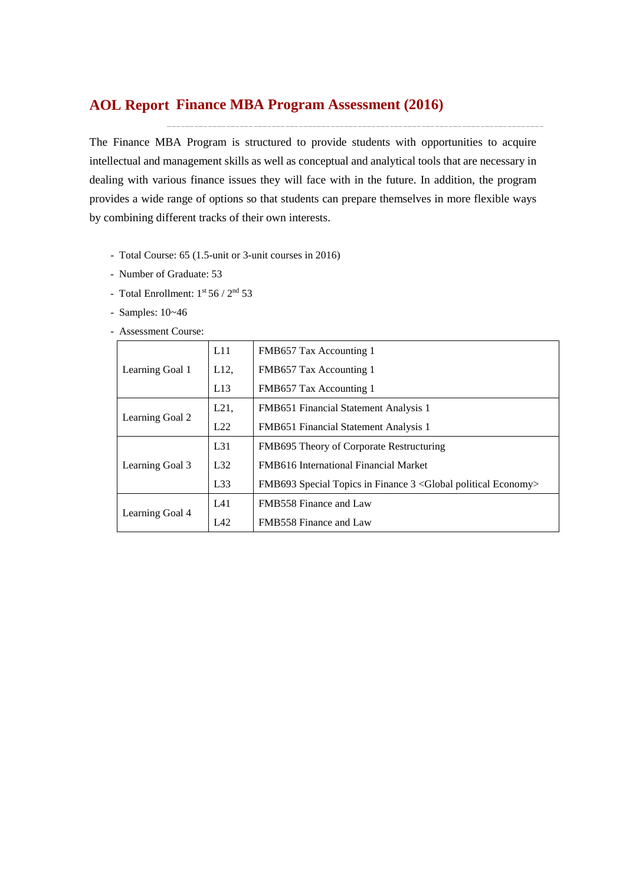# AOL Report Finance MBA Program Assessment (2016)

The Finance MBA Program is structured to provide students with opportunities to acquire intellectual and management skills as well as conceptual and analytical tools that are necessary in dealing with various finance issues they will face with in the future. In addition, the program provides a wide range of options so that students can prepare themselves in more flexible ways by combining different tracks of their own interests.

- Total Course: 65 (1.5-unit or 3-unit courses in 2016)
- Number of Graduate: 53
- Total Enrollment: 1st 56 / 2nd 53
- Samples: 10~46
- Assessment Course:

| | | |
|---|---|---|
| Learning Goal 1 | L11 | FMB657 Tax Accounting 1 |
| | L12, | FMB657 Tax Accounting 1 |
| | L13 | FMB657 Tax Accounting 1 |
| Learning Goal 2 | L21, | FMB651 Financial Statement Analysis 1 |
| | L22 | FMB651 Financial Statement Analysis 1 |
| Learning Goal 3 | L31 | FMB695 Theory of Corporate Restructuring |
| | L32 | FMB616 International Financial Market |
| | L33 | FMB693 Special Topics in Finance 3 <Global political Economy> |
| Learning Goal 4 | L41 | FMB558 Finance and Law |
| | L42 | FMB558 Finance and Law |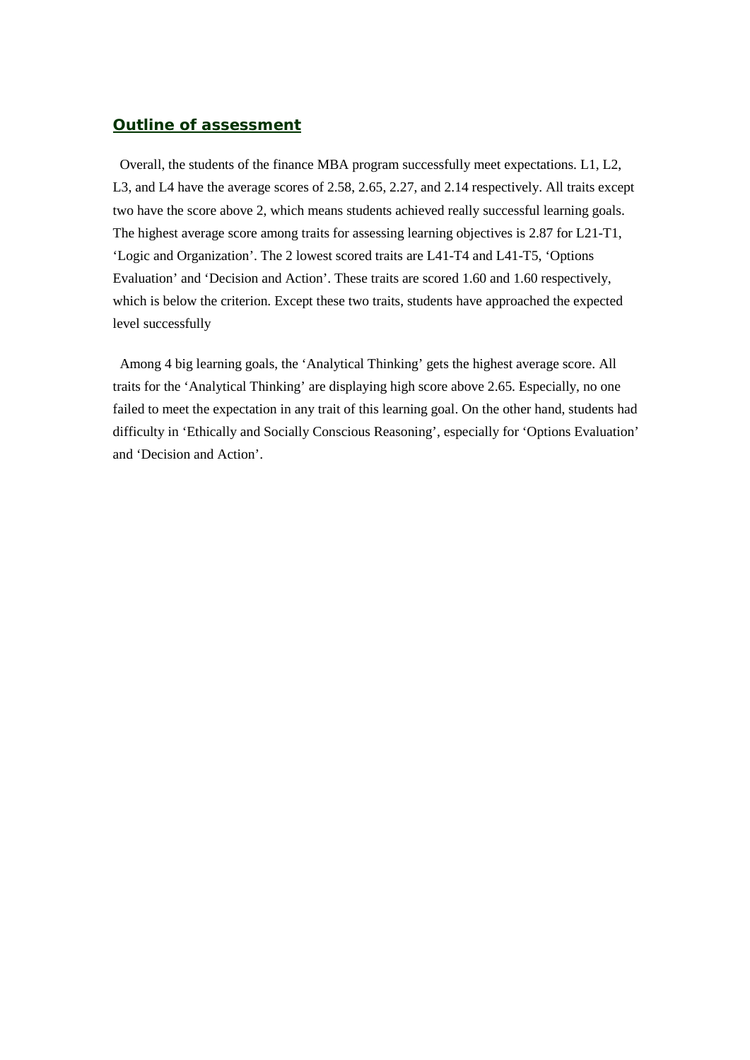## Outline of assessment

Overall, the students of the finance MBA program successfully meet expectations. L1, L2, L3, and L4 have the average scores of 2.58, 2.65, 2.27, and 2.14 respectively. All traits except two have the score above 2, which means students achieved really successful learning goals. The highest average score among traits for assessing learning objectives is 2.87 for L21-T1, ‘Logic and Organization’. The 2 lowest scored traits are L41-T4 and L41-T5, ‘Options Evaluation’ and ‘Decision and Action’. These traits are scored 1.60 and 1.60 respectively, which is below the criterion. Except these two traits, students have approached the expected level successfully

Among 4 big learning goals, the ‘Analytical Thinking’ gets the highest average score. All traits for the ‘Analytical Thinking’ are displaying high score above 2.65. Especially, no one failed to meet the expectation in any trait of this learning goal. On the other hand, students had difficulty in ‘Ethically and Socially Conscious Reasoning’, especially for ‘Options Evaluation’ and ‘Decision and Action’.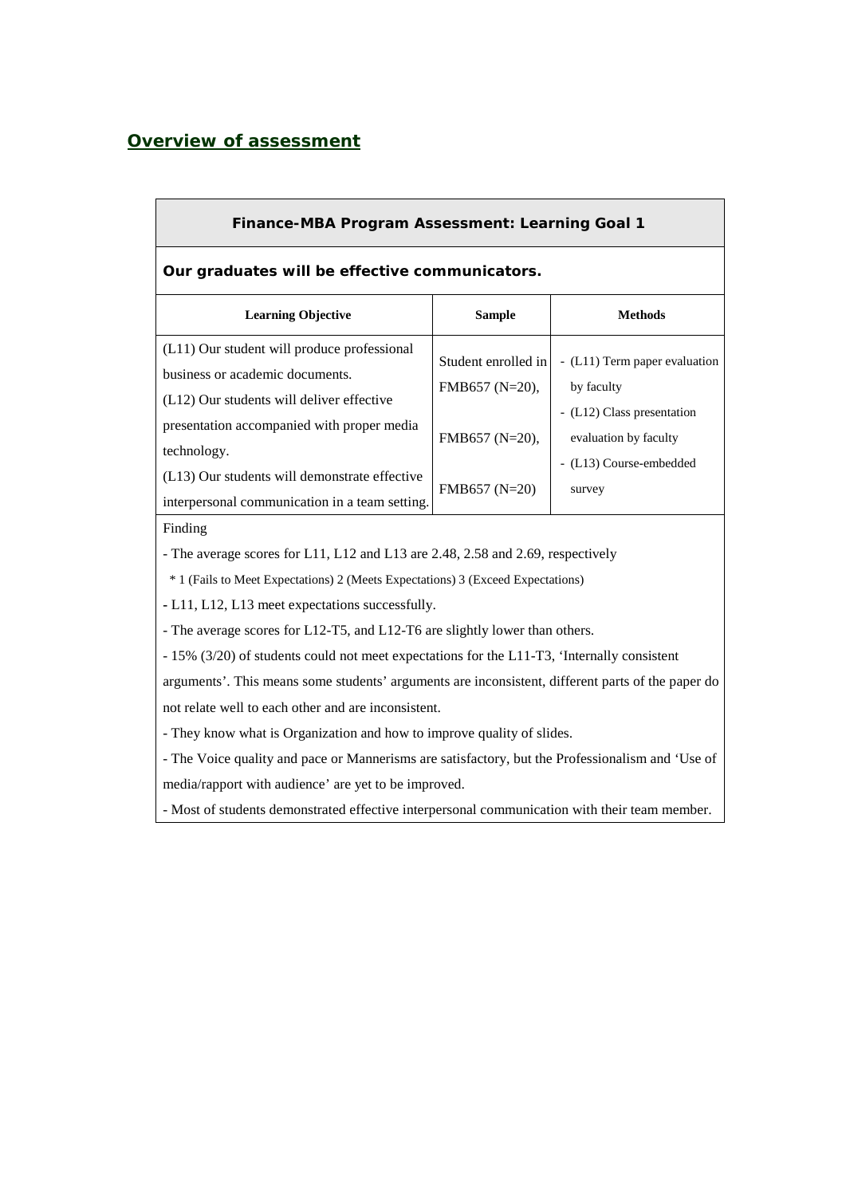## Overview of assessment

| **Finance-MBA Program Assessment: Learning Goal 1** | | |
|---|---|---|
| **Our graduates will be effective communicators.** | | |
| **Learning Objective** | **Sample** | **Methods** |
| (L11) Our student will produce professional business or academic documents.<br>(L12) Our students will deliver effective presentation accompanied with proper media technology.<br>(L13) Our students will demonstrate effective interpersonal communication in a team setting. | Student enrolled in FMB657 (N=20),<br><br>FMB657 (N=20),<br><br>FMB657 (N=20) | - (L11) Term paper evaluation by faculty<br>- (L12) Class presentation evaluation by faculty<br>- (L13) Course-embedded survey |

Finding

- The average scores for L11, L12 and L13 are 2.48, 2.58 and 2.69, respectively

  * 1 (Fails to Meet Expectations) 2 (Meets Expectations) 3 (Exceed Expectations)

- L11, L12, L13 meet expectations successfully.
- The average scores for L12-T5, and L12-T6 are slightly lower than others.
- 15% (3/20) of students could not meet expectations for the L11-T3, 'Internally consistent arguments'. This means some students' arguments are inconsistent, different parts of the paper do not relate well to each other and are inconsistent.
- They know what is Organization and how to improve quality of slides.
- The Voice quality and pace or Mannerisms are satisfactory, but the Professionalism and 'Use of media/rapport with audience' are yet to be improved.
- Most of students demonstrated effective interpersonal communication with their team member.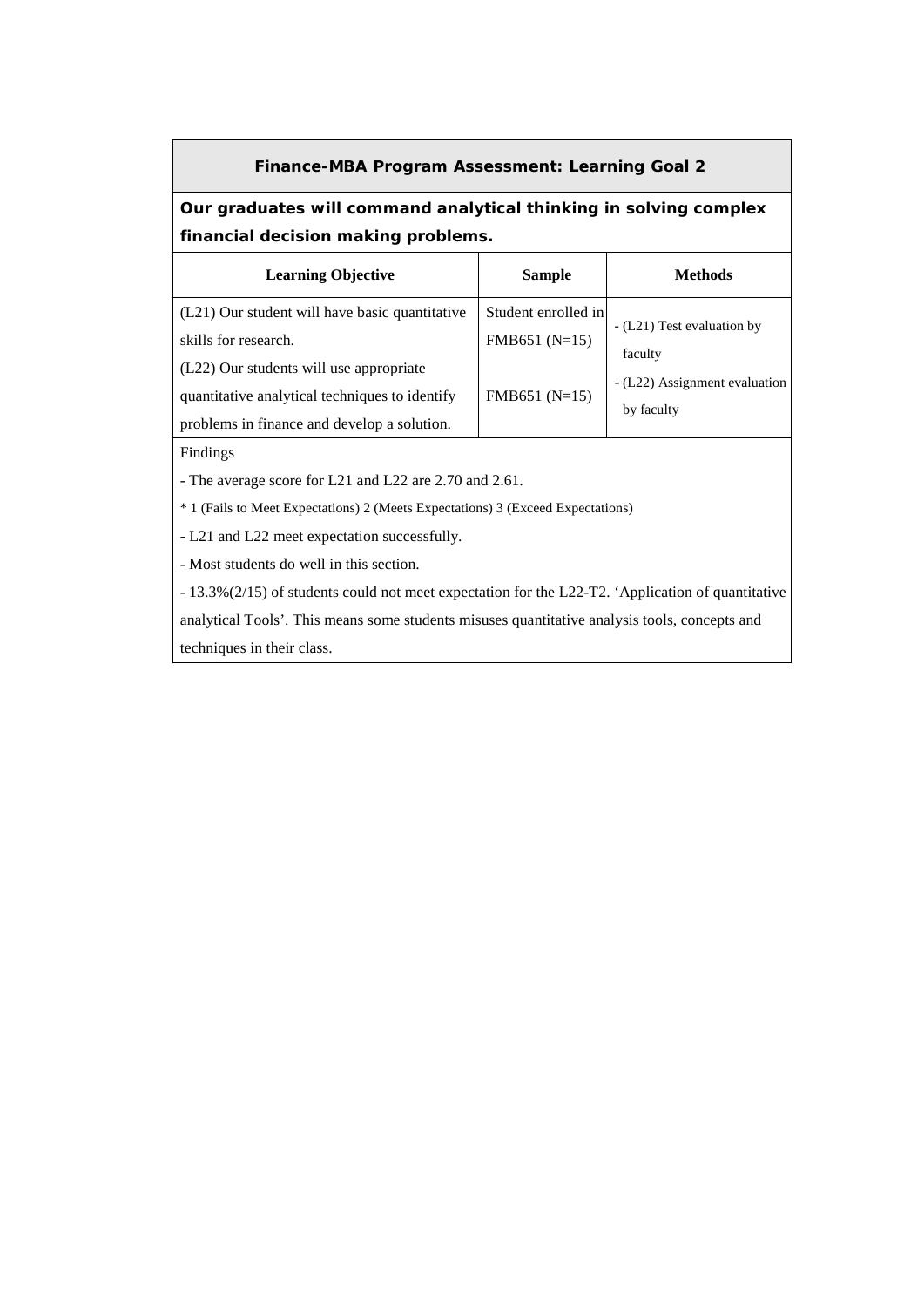## Finance-MBA Program Assessment: Learning Goal 2

**Our graduates will command analytical thinking in solving complex financial decision making problems.**

| Learning Objective | Sample | Methods |
|---|---|---|
| (L21) Our student will have basic quantitative skills for research. | Student enrolled in FMB651 (N=15) | - (L21) Test evaluation by faculty |
| (L22) Our students will use appropriate quantitative analytical techniques to identify problems in finance and develop a solution. | FMB651 (N=15) | - (L22) Assignment evaluation by faculty |

Findings

- The average score for L21 and L22 are 2.70 and 2.61.

* 1 (Fails to Meet Expectations) 2 (Meets Expectations) 3 (Exceed Expectations)

- L21 and L22 meet expectation successfully.
- Most students do well in this section.
- 13.3%(2/15) of students could not meet expectation for the L22-T2. 'Application of quantitative analytical Tools'. This means some students misuses quantitative analysis tools, concepts and techniques in their class.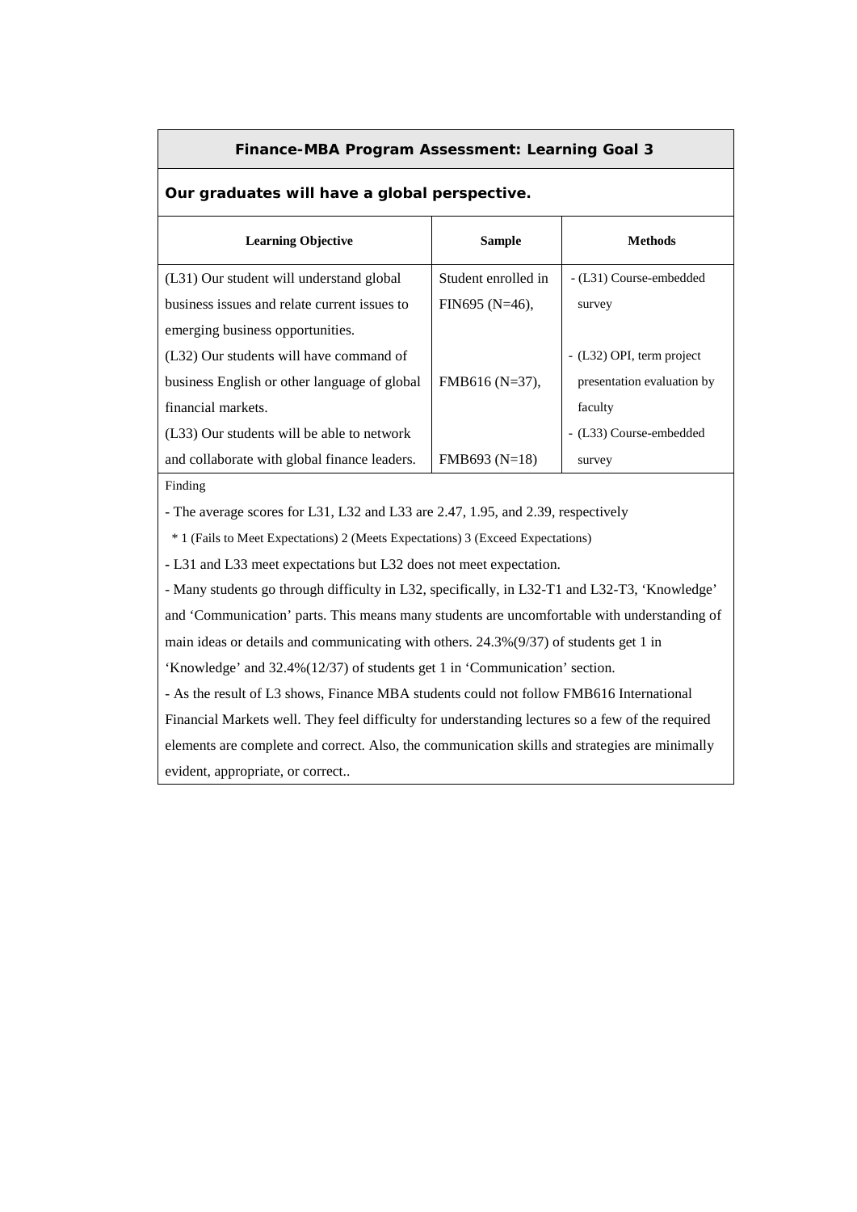## Finance-MBA Program Assessment: Learning Goal 3

**Our graduates will have a global perspective.**

| Learning Objective | Sample | Methods |
|---|---|---|
| (L31) Our student will understand global business issues and relate current issues to emerging business opportunities. | Student enrolled in FIN695 (N=46), | - (L31) Course-embedded survey |
| (L32) Our students will have command of business English or other language of global financial markets. | FMB616 (N=37), | - (L32) OPI, term project presentation evaluation by faculty |
| (L33) Our students will be able to network and collaborate with global finance leaders. | FMB693 (N=18) | - (L33) Course-embedded survey |

Finding

- The average scores for L31, L32 and L33 are 2.47, 1.95, and 2.39, respectively

  * 1 (Fails to Meet Expectations) 2 (Meets Expectations) 3 (Exceed Expectations)

- L31 and L33 meet expectations but L32 does not meet expectation.
- Many students go through difficulty in L32, specifically, in L32-T1 and L32-T3, 'Knowledge' and 'Communication' parts. This means many students are uncomfortable with understanding of main ideas or details and communicating with others. 24.3%(9/37) of students get 1 in 'Knowledge' and 32.4%(12/37) of students get 1 in 'Communication' section.
- As the result of L3 shows, Finance MBA students could not follow FMB616 International Financial Markets well. They feel difficulty for understanding lectures so a few of the required elements are complete and correct. Also, the communication skills and strategies are minimally evident, appropriate, or correct..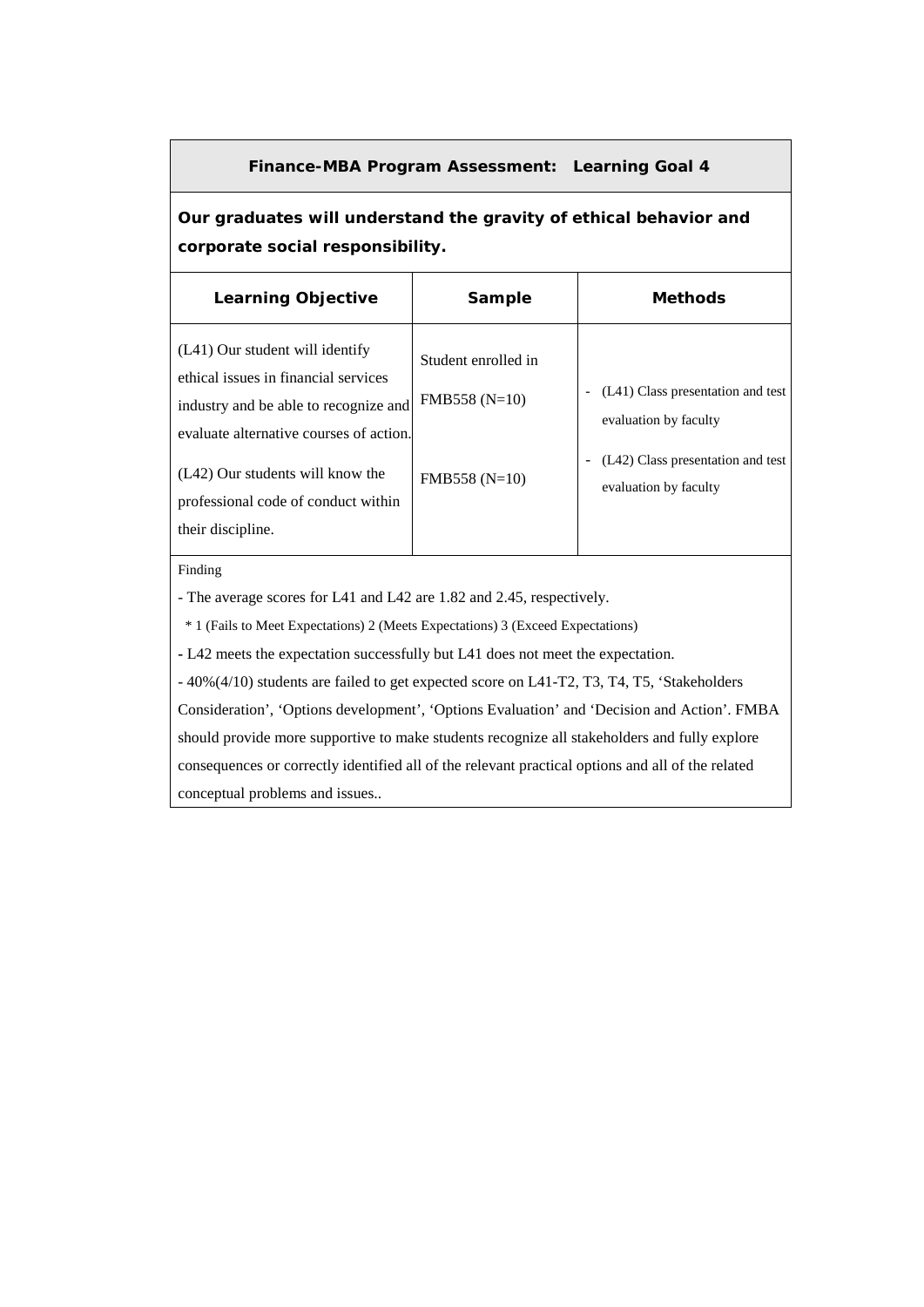| **Finance-MBA Program Assessment: Learning Goal 4** | | |
|---|---|---|
| **Our graduates will understand the gravity of ethical behavior and corporate social responsibility.** | | |
| **Learning Objective** | **Sample** | **Methods** |
| (L41) Our student will identify ethical issues in financial services industry and be able to recognize and evaluate alternative courses of action.<br><br>(L42) Our students will know the professional code of conduct within their discipline. | Student enrolled in FMB558 (N=10)<br><br>FMB558 (N=10) | - (L41) Class presentation and test evaluation by faculty<br>- (L42) Class presentation and test evaluation by faculty |

Finding

- The average scores for L41 and L42 are 1.82 and 2.45, respectively.

  * 1 (Fails to Meet Expectations) 2 (Meets Expectations) 3 (Exceed Expectations)

- L42 meets the expectation successfully but L41 does not meet the expectation.
- 40%(4/10) students are failed to get expected score on L41-T2, T3, T4, T5, 'Stakeholders Consideration', 'Options development', 'Options Evaluation' and 'Decision and Action'. FMBA should provide more supportive to make students recognize all stakeholders and fully explore consequences or correctly identified all of the relevant practical options and all of the related conceptual problems and issues..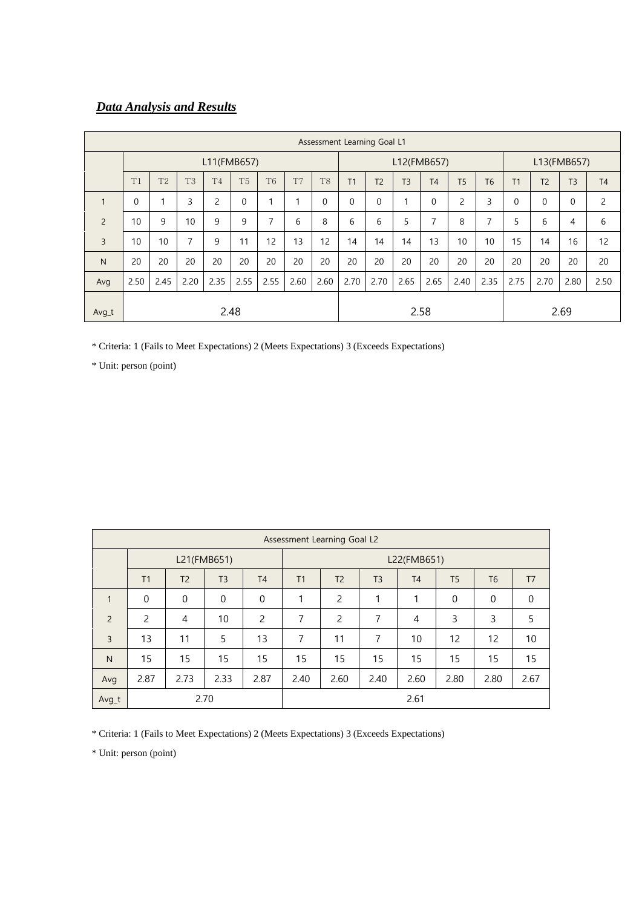***Data Analysis and Results***

| Assessment Learning Goal L1 | | | | | | | | | | | | | | | | | | | |
|---|---|---|---|---|---|---|---|---|---|---|---|---|---|---|---|---|---|---|---|
| | L11(FMB657) | | | | | | | | L12(FMB657) | | | | | | L13(FMB657) | | | |
| | T1 | T2 | T3 | T4 | T5 | T6 | T7 | T8 | T1 | T2 | T3 | T4 | T5 | T6 | T1 | T2 | T3 | T4 |
| 1 | 0 | 1 | 3 | 2 | 0 | 1 | 1 | 0 | 0 | 0 | 1 | 0 | 2 | 3 | 0 | 0 | 0 | 2 |
| 2 | 10 | 9 | 10 | 9 | 9 | 7 | 6 | 8 | 6 | 6 | 5 | 7 | 8 | 7 | 5 | 6 | 4 | 6 |
| 3 | 10 | 10 | 7 | 9 | 11 | 12 | 13 | 12 | 14 | 14 | 14 | 13 | 10 | 10 | 15 | 14 | 16 | 12 |
| N | 20 | 20 | 20 | 20 | 20 | 20 | 20 | 20 | 20 | 20 | 20 | 20 | 20 | 20 | 20 | 20 | 20 | 20 |
| Avg | 2.50 | 2.45 | 2.20 | 2.35 | 2.55 | 2.55 | 2.60 | 2.60 | 2.70 | 2.70 | 2.65 | 2.65 | 2.40 | 2.35 | 2.75 | 2.70 | 2.80 | 2.50 |
| Avg_t | 2.48 | | | | | | | | 2.58 | | | | | | 2.69 | | | |

\* Criteria: 1 (Fails to Meet Expectations) 2 (Meets Expectations) 3 (Exceeds Expectations)

\* Unit: person (point)

| Assessment Learning Goal L2 | | | | | | | | | | | |
|---|---|---|---|---|---|---|---|---|---|---|---|
| | L21(FMB651) | | | | L22(FMB651) | | | | | | |
| | T1 | T2 | T3 | T4 | T1 | T2 | T3 | T4 | T5 | T6 | T7 |
| 1 | 0 | 0 | 0 | 0 | 1 | 2 | 1 | 1 | 0 | 0 | 0 |
| 2 | 2 | 4 | 10 | 2 | 7 | 2 | 7 | 4 | 3 | 3 | 5 |
| 3 | 13 | 11 | 5 | 13 | 7 | 11 | 7 | 10 | 12 | 12 | 10 |
| N | 15 | 15 | 15 | 15 | 15 | 15 | 15 | 15 | 15 | 15 | 15 |
| Avg | 2.87 | 2.73 | 2.33 | 2.87 | 2.40 | 2.60 | 2.40 | 2.60 | 2.80 | 2.80 | 2.67 |
| Avg_t | 2.70 | | | | 2.61 | | | | | | |

\* Criteria: 1 (Fails to Meet Expectations) 2 (Meets Expectations) 3 (Exceeds Expectations)

\* Unit: person (point)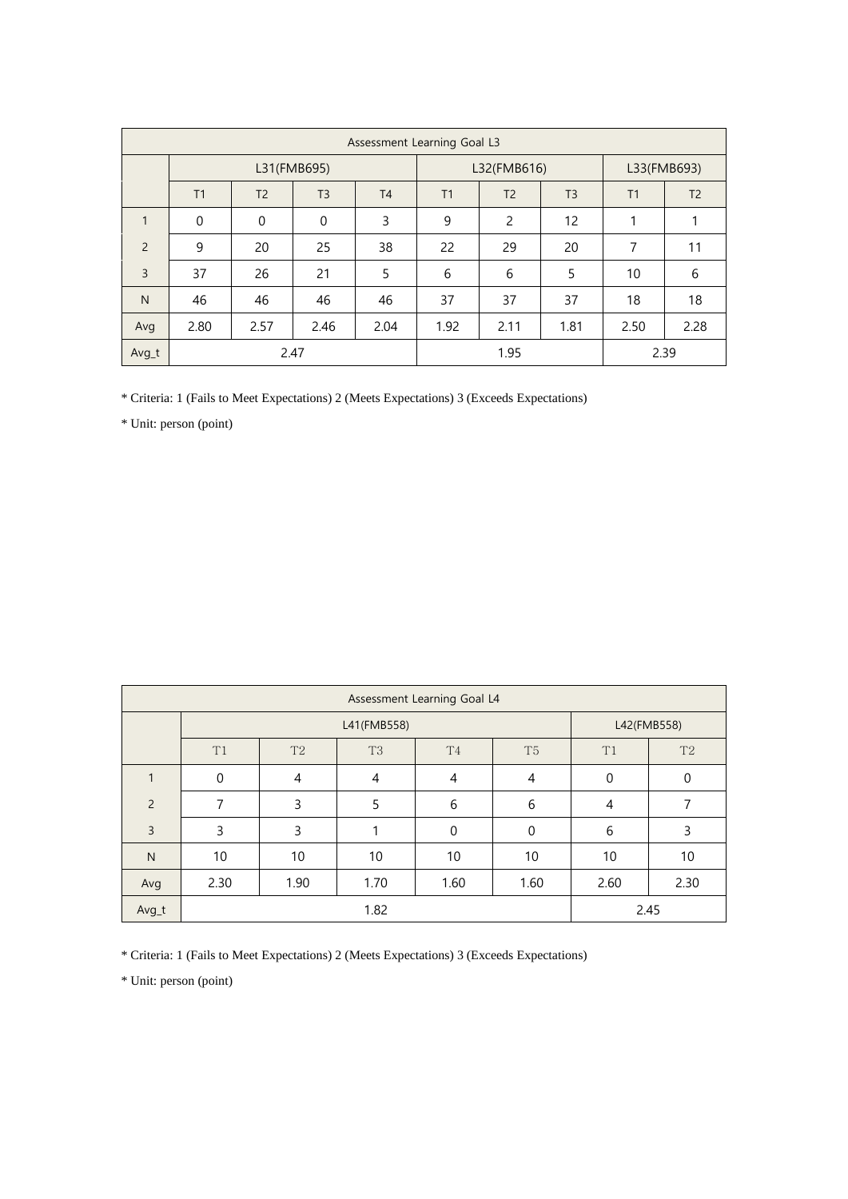| Assessment Learning Goal L3 | | | | | | | | | |
|---|---|---|---|---|---|---|---|---|---|
| | L31(FMB695) | | | | L32(FMB616) | | | L33(FMB693) | |
| | T1 | T2 | T3 | T4 | T1 | T2 | T3 | T1 | T2 |
| 1 | 0 | 0 | 0 | 3 | 9 | 2 | 12 | 1 | 1 |
| 2 | 9 | 20 | 25 | 38 | 22 | 29 | 20 | 7 | 11 |
| 3 | 37 | 26 | 21 | 5 | 6 | 6 | 5 | 10 | 6 |
| N | 46 | 46 | 46 | 46 | 37 | 37 | 37 | 18 | 18 |
| Avg | 2.80 | 2.57 | 2.46 | 2.04 | 1.92 | 2.11 | 1.81 | 2.50 | 2.28 |
| Avg_t | 2.47 | | | | 1.95 | | | 2.39 | |

* Criteria: 1 (Fails to Meet Expectations) 2 (Meets Expectations) 3 (Exceeds Expectations)

* Unit: person (point)

| Assessment Learning Goal L4 | | | | | | | |
|---|---|---|---|---|---|---|---|
| | L41(FMB558) | | | | | L42(FMB558) | |
| | T1 | T2 | T3 | T4 | T5 | T1 | T2 |
| 1 | 0 | 4 | 4 | 4 | 4 | 0 | 0 |
| 2 | 7 | 3 | 5 | 6 | 6 | 4 | 7 |
| 3 | 3 | 3 | 1 | 0 | 0 | 6 | 3 |
| N | 10 | 10 | 10 | 10 | 10 | 10 | 10 |
| Avg | 2.30 | 1.90 | 1.70 | 1.60 | 1.60 | 2.60 | 2.30 |
| Avg_t | 1.82 | | | | | 2.45 | |

* Criteria: 1 (Fails to Meet Expectations) 2 (Meets Expectations) 3 (Exceeds Expectations)

* Unit: person (point)